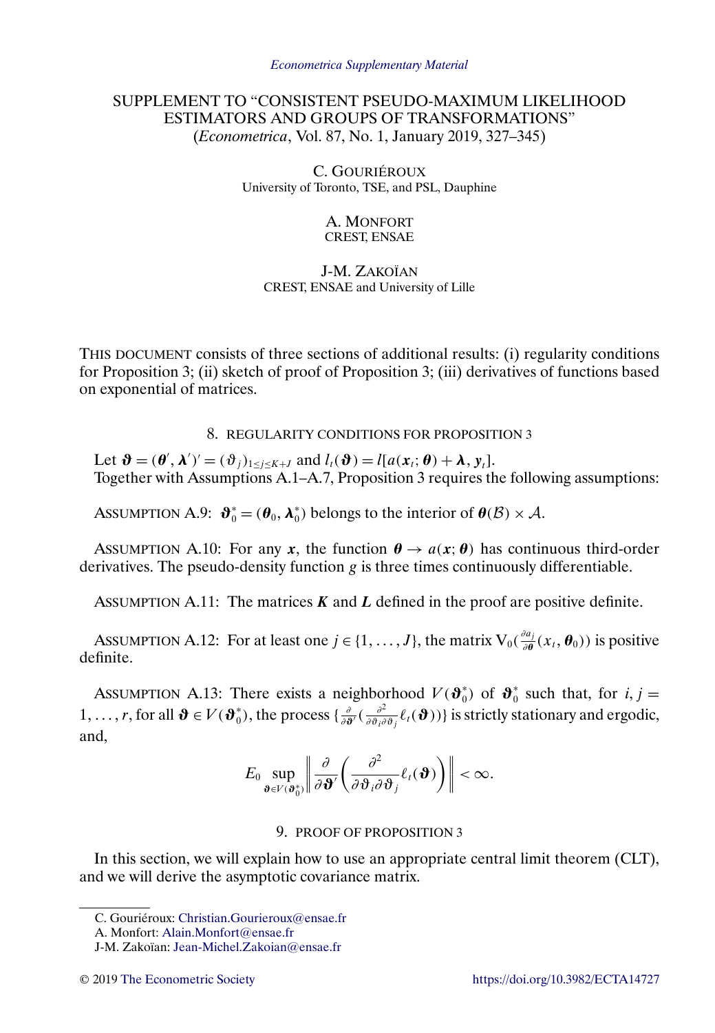*Econometrica Supplementary Material*

# SUPPLEMENT TO "CONSISTENT PSEUDO-MAXIMUM LIKELIHOOD ESTIMATORS AND GROUPS OF TRANSFORMATIONS"

(*Econometrica*, Vol. 87, No. 1, January 2019, 327–345)

C. GOURIÉROUX
University of Toronto, TSE, and PSL, Dauphine

A. MONFORT
CREST, ENSAE

J-M. ZAKOÏAN
CREST, ENSAE and University of Lille

THIS DOCUMENT consists of three sections of additional results: (i) regularity conditions for Proposition 3; (ii) sketch of proof of Proposition 3; (iii) derivatives of functions based on exponential of matrices.

## 8. REGULARITY CONDITIONS FOR PROPOSITION 3

Let $\boldsymbol{\vartheta} = (\boldsymbol{\theta}', \boldsymbol{\lambda}')' = (\vartheta_j)_{1\leq j\leq K+J}$ and $l_t(\boldsymbol{\vartheta}) = l[a(\boldsymbol{x}_t; \boldsymbol{\theta}) + \boldsymbol{\lambda}, \boldsymbol{y}_t]$.
Together with Assumptions A.1–A.7, Proposition 3 requires the following assumptions:

ASSUMPTION A.9: $\boldsymbol{\vartheta}_0^* = (\boldsymbol{\theta}_0, \boldsymbol{\lambda}_0^*)$ belongs to the interior of $\boldsymbol{\theta}(\mathcal{B}) \times \mathcal{A}$.

ASSUMPTION A.10: For any $\boldsymbol{x}$, the function $\boldsymbol{\theta} \to a(\boldsymbol{x}; \boldsymbol{\theta})$ has continuous third-order derivatives. The pseudo-density function $g$ is three times continuously differentiable.

ASSUMPTION A.11: The matrices $\boldsymbol{K}$ and $\boldsymbol{L}$ defined in the proof are positive definite.

ASSUMPTION A.12: For at least one $j \in \{1, \dots, J\}$, the matrix $\mathrm{V}_0(\frac{\partial a_j}{\partial \boldsymbol{\theta}}(x_t, \boldsymbol{\theta}_0))$ is positive definite.

ASSUMPTION A.13: There exists a neighborhood $V(\boldsymbol{\vartheta}_0^*)$ of $\boldsymbol{\vartheta}_0^*$ such that, for $i, j = 1, \dots, r$, for all $\boldsymbol{\vartheta} \in V(\boldsymbol{\vartheta}_0^*)$, the process $\{\frac{\partial}{\partial \boldsymbol{\vartheta}'}(\frac{\partial^2}{\partial \vartheta_i \partial \vartheta_j} \ell_t(\boldsymbol{\vartheta}))\}$ is strictly stationary and ergodic, and,

$$E_0 \sup_{\boldsymbol{\vartheta} \in V(\boldsymbol{\vartheta}_0^*)} \left\| \frac{\partial}{\partial \boldsymbol{\vartheta}'} \left( \frac{\partial^2}{\partial \vartheta_i \partial \vartheta_j} \ell_t(\boldsymbol{\vartheta}) \right) \right\| < \infty.$$

## 9. PROOF OF PROPOSITION 3

In this section, we will explain how to use an appropriate central limit theorem (CLT), and we will derive the asymptotic covariance matrix.

C. Gouriéroux: Christian.Gourieroux@ensae.fr
A. Monfort: Alain.Monfort@ensae.fr
J-M. Zakoïan: Jean-Michel.Zakoian@ensae.fr

© 2019 The Econometric Society https://doi.org/10.3982/ECTA14727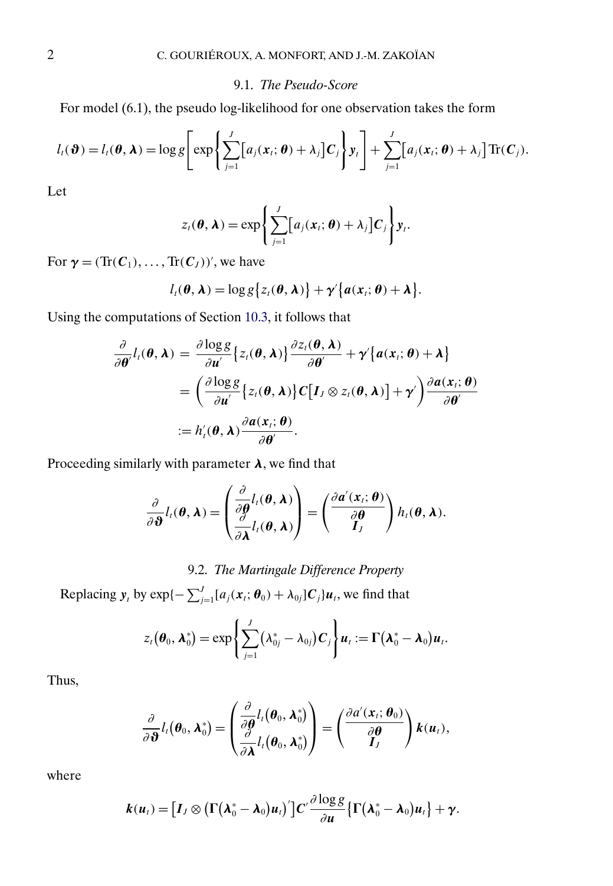### 9.1. *The Pseudo-Score*

For model (6.1), the pseudo log-likelihood for one observation takes the form

$$l_t(\boldsymbol{\vartheta}) = l_t(\boldsymbol{\theta}, \boldsymbol{\lambda}) = \log g\left[\exp\left\{\sum_{j=1}^{J}\left[a_j(\boldsymbol{x}_t;\boldsymbol{\theta}) + \lambda_j\right]\boldsymbol{C}_j\right\}\boldsymbol{y}_t\right] + \sum_{j=1}^{J}\left[a_j(\boldsymbol{x}_t;\boldsymbol{\theta}) + \lambda_j\right]\mathrm{Tr}(\boldsymbol{C}_j).$$

Let

$$z_t(\boldsymbol{\theta}, \boldsymbol{\lambda}) = \exp\left\{\sum_{j=1}^{J}\left[a_j(\boldsymbol{x}_t;\boldsymbol{\theta}) + \lambda_j\right]\boldsymbol{C}_j\right\}\boldsymbol{y}_t.$$

For $\boldsymbol{\gamma} = (\mathrm{Tr}(\boldsymbol{C}_1), \ldots, \mathrm{Tr}(\boldsymbol{C}_J))'$, we have

$$l_t(\boldsymbol{\theta}, \boldsymbol{\lambda}) = \log g\left\{z_t(\boldsymbol{\theta}, \boldsymbol{\lambda})\right\} + \boldsymbol{\gamma}'\left\{\boldsymbol{a}(\boldsymbol{x}_t;\boldsymbol{\theta}) + \boldsymbol{\lambda}\right\}.$$

Using the computations of Section 10.3, it follows that

$$\begin{aligned}
\frac{\partial}{\partial \boldsymbol{\theta}'} l_t(\boldsymbol{\theta}, \boldsymbol{\lambda}) &= \frac{\partial \log g}{\partial \boldsymbol{u}'}\left\{z_t(\boldsymbol{\theta}, \boldsymbol{\lambda})\right\}\frac{\partial z_t(\boldsymbol{\theta}, \boldsymbol{\lambda})}{\partial \boldsymbol{\theta}'} + \boldsymbol{\gamma}'\left\{\boldsymbol{a}(\boldsymbol{x}_t;\boldsymbol{\theta}) + \boldsymbol{\lambda}\right\} \\
&= \left(\frac{\partial \log g}{\partial \boldsymbol{u}'}\left\{z_t(\boldsymbol{\theta}, \boldsymbol{\lambda})\right\}\boldsymbol{C}\left[\boldsymbol{I}_J \otimes z_t(\boldsymbol{\theta}, \boldsymbol{\lambda})\right] + \boldsymbol{\gamma}'\right)\frac{\partial \boldsymbol{a}(\boldsymbol{x}_t;\boldsymbol{\theta})}{\partial \boldsymbol{\theta}'} \\
&:= h_t'(\boldsymbol{\theta}, \boldsymbol{\lambda})\frac{\partial \boldsymbol{a}(\boldsymbol{x}_t;\boldsymbol{\theta})}{\partial \boldsymbol{\theta}'}.
\end{aligned}$$

Proceeding similarly with parameter $\boldsymbol{\lambda}$, we find that

$$\frac{\partial}{\partial \boldsymbol{\vartheta}} l_t(\boldsymbol{\theta}, \boldsymbol{\lambda}) = \begin{pmatrix} \dfrac{\partial}{\partial \boldsymbol{\theta}} l_t(\boldsymbol{\theta}, \boldsymbol{\lambda}) \\ \dfrac{\partial}{\partial \boldsymbol{\lambda}} l_t(\boldsymbol{\theta}, \boldsymbol{\lambda}) \end{pmatrix} = \begin{pmatrix} \dfrac{\partial \boldsymbol{a}'(\boldsymbol{x}_t;\boldsymbol{\theta})}{\partial \boldsymbol{\theta}} \\ \boldsymbol{I}_J \end{pmatrix} h_t(\boldsymbol{\theta}, \boldsymbol{\lambda}).$$

### 9.2. *The Martingale Difference Property*

Replacing $\boldsymbol{y}_t$ by $\exp\{-\sum_{j=1}^{J}[a_j(\boldsymbol{x}_t;\boldsymbol{\theta}_0) + \lambda_{0j}]\boldsymbol{C}_j\}\boldsymbol{u}_t$, we find that

$$z_t\left(\boldsymbol{\theta}_0, \boldsymbol{\lambda}_0^*\right) = \exp\left\{\sum_{j=1}^{J}\left(\lambda_{0j}^* - \lambda_{0j}\right)\boldsymbol{C}_j\right\}\boldsymbol{u}_t := \boldsymbol{\Gamma}\left(\boldsymbol{\lambda}_0^* - \boldsymbol{\lambda}_0\right)\boldsymbol{u}_t.$$

Thus,

$$\frac{\partial}{\partial \boldsymbol{\vartheta}} l_t\left(\boldsymbol{\theta}_0, \boldsymbol{\lambda}_0^*\right) = \begin{pmatrix} \dfrac{\partial}{\partial \boldsymbol{\theta}} l_t\left(\boldsymbol{\theta}_0, \boldsymbol{\lambda}_0^*\right) \\ \dfrac{\partial}{\partial \boldsymbol{\lambda}} l_t\left(\boldsymbol{\theta}_0, \boldsymbol{\lambda}_0^*\right) \end{pmatrix} = \begin{pmatrix} \dfrac{\partial a'(\boldsymbol{x}_t;\boldsymbol{\theta}_0)}{\partial \boldsymbol{\theta}} \\ \boldsymbol{I}_J \end{pmatrix} \boldsymbol{k}(\boldsymbol{u}_t),$$

where

$$\boldsymbol{k}(\boldsymbol{u}_t) = \left[\boldsymbol{I}_J \otimes \left(\boldsymbol{\Gamma}\left(\boldsymbol{\lambda}_0^* - \boldsymbol{\lambda}_0\right)\boldsymbol{u}_t\right)'\right]\boldsymbol{C}'\frac{\partial \log g}{\partial \boldsymbol{u}}\left\{\boldsymbol{\Gamma}\left(\boldsymbol{\lambda}_0^* - \boldsymbol{\lambda}_0\right)\boldsymbol{u}_t\right\} + \boldsymbol{\gamma}.$$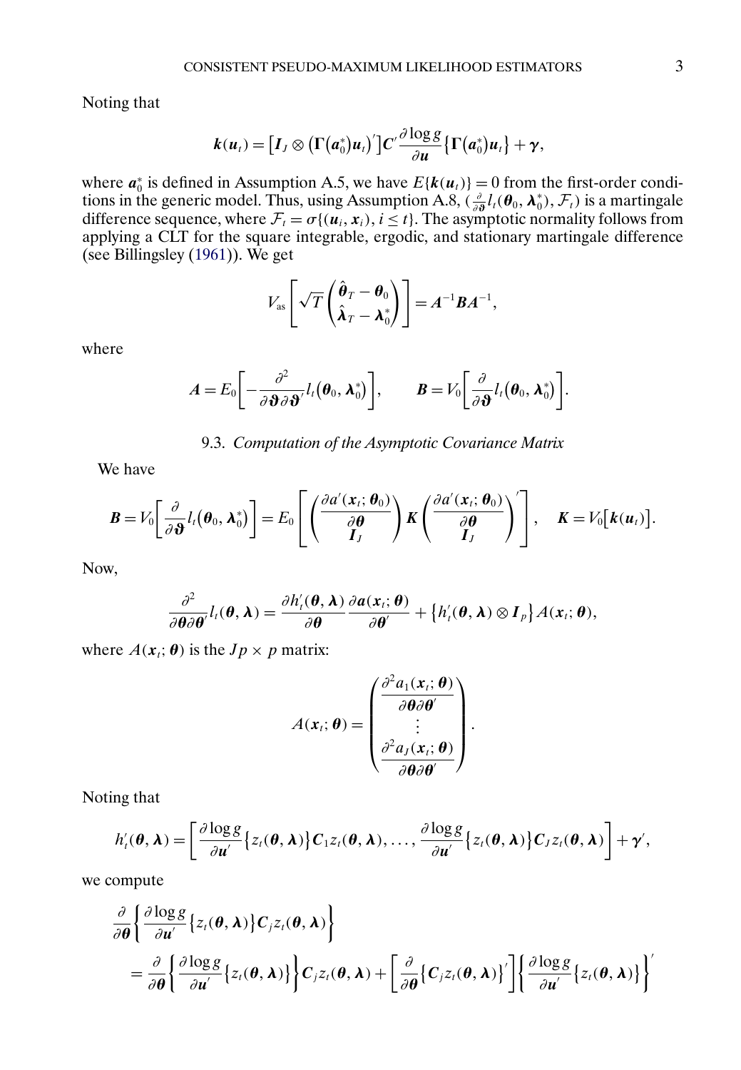Noting that

$$
\boldsymbol{k}(\boldsymbol{u}_t) = \left[\boldsymbol{I}_J \otimes \left(\boldsymbol{\Gamma}(\boldsymbol{a}_0^*)\boldsymbol{u}_t\right)'\right]\boldsymbol{C}'\frac{\partial \log g}{\partial \boldsymbol{u}}\left\{\boldsymbol{\Gamma}(\boldsymbol{a}_0^*)\boldsymbol{u}_t\right\} + \boldsymbol{\gamma},
$$

where $\boldsymbol{a}_0^*$ is defined in Assumption A.5, we have $E\{\boldsymbol{k}(\boldsymbol{u}_t)\} = 0$ from the first-order conditions in the generic model. Thus, using Assumption A.8, $(\frac{\partial}{\partial \boldsymbol{\vartheta}} l_t(\boldsymbol{\theta}_0, \boldsymbol{\lambda}_0^*), \mathcal{F}_t)$ is a martingale difference sequence, where $\mathcal{F}_t = \sigma\{(\boldsymbol{u}_i, \boldsymbol{x}_i), i \le t\}$. The asymptotic normality follows from applying a CLT for the square integrable, ergodic, and stationary martingale difference (see Billingsley (1961)). We get

$$
V_{\text{as}}\left[\sqrt{T}\begin{pmatrix}\hat{\boldsymbol{\theta}}_T - \boldsymbol{\theta}_0 \\ \hat{\boldsymbol{\lambda}}_T - \boldsymbol{\lambda}_0^*\end{pmatrix}\right] = \boldsymbol{A}^{-1}\boldsymbol{B}\boldsymbol{A}^{-1},
$$

where

$$
\boldsymbol{A} = E_0\left[-\frac{\partial^2}{\partial \boldsymbol{\vartheta}\partial \boldsymbol{\vartheta}'} l_t(\boldsymbol{\theta}_0, \boldsymbol{\lambda}_0^*)\right], \qquad \boldsymbol{B} = V_0\left[\frac{\partial}{\partial \boldsymbol{\vartheta}} l_t(\boldsymbol{\theta}_0, \boldsymbol{\lambda}_0^*)\right].
$$

### 9.3. *Computation of the Asymptotic Covariance Matrix*

We have

$$
\boldsymbol{B} = V_0\left[\frac{\partial}{\partial \boldsymbol{\vartheta}} l_t(\boldsymbol{\theta}_0, \boldsymbol{\lambda}_0^*)\right] = E_0\left[\begin{pmatrix}\dfrac{\partial a'(\boldsymbol{x}_t; \boldsymbol{\theta}_0)}{\partial \boldsymbol{\theta}} \\ \boldsymbol{I}_J\end{pmatrix}\boldsymbol{K}\begin{pmatrix}\dfrac{\partial a'(\boldsymbol{x}_t; \boldsymbol{\theta}_0)}{\partial \boldsymbol{\theta}} \\ \boldsymbol{I}_J\end{pmatrix}'\right], \quad \boldsymbol{K} = V_0\left[\boldsymbol{k}(\boldsymbol{u}_t)\right].
$$

Now,

$$
\frac{\partial^2}{\partial \boldsymbol{\theta}\partial \boldsymbol{\theta}'} l_t(\boldsymbol{\theta}, \boldsymbol{\lambda}) = \frac{\partial h_t'(\boldsymbol{\theta}, \boldsymbol{\lambda})}{\partial \boldsymbol{\theta}}\frac{\partial \boldsymbol{a}(\boldsymbol{x}_t; \boldsymbol{\theta})}{\partial \boldsymbol{\theta}'} + \left\{h_t'(\boldsymbol{\theta}, \boldsymbol{\lambda}) \otimes \boldsymbol{I}_p\right\}A(\boldsymbol{x}_t; \boldsymbol{\theta}),
$$

where $A(\boldsymbol{x}_t; \boldsymbol{\theta})$ is the $Jp \times p$ matrix:

$$
A(\boldsymbol{x}_t; \boldsymbol{\theta}) = \begin{pmatrix}\dfrac{\partial^2 a_1(\boldsymbol{x}_t; \boldsymbol{\theta})}{\partial \boldsymbol{\theta}\partial \boldsymbol{\theta}'} \\ \vdots \\ \dfrac{\partial^2 a_J(\boldsymbol{x}_t; \boldsymbol{\theta})}{\partial \boldsymbol{\theta}\partial \boldsymbol{\theta}'}\end{pmatrix}.
$$

Noting that

$$
h_t'(\boldsymbol{\theta}, \boldsymbol{\lambda}) = \left[\frac{\partial \log g}{\partial \boldsymbol{u}'}\left\{z_t(\boldsymbol{\theta}, \boldsymbol{\lambda})\right\}\boldsymbol{C}_1 z_t(\boldsymbol{\theta}, \boldsymbol{\lambda}), \ldots, \frac{\partial \log g}{\partial \boldsymbol{u}'}\left\{z_t(\boldsymbol{\theta}, \boldsymbol{\lambda})\right\}\boldsymbol{C}_J z_t(\boldsymbol{\theta}, \boldsymbol{\lambda})\right] + \boldsymbol{\gamma}',
$$

we compute

$$
\begin{aligned}
&\frac{\partial}{\partial \boldsymbol{\theta}}\left\{\frac{\partial \log g}{\partial \boldsymbol{u}'}\left\{z_t(\boldsymbol{\theta}, \boldsymbol{\lambda})\right\}\boldsymbol{C}_j z_t(\boldsymbol{\theta}, \boldsymbol{\lambda})\right\} \\
&\quad = \frac{\partial}{\partial \boldsymbol{\theta}}\left\{\frac{\partial \log g}{\partial \boldsymbol{u}'}\left\{z_t(\boldsymbol{\theta}, \boldsymbol{\lambda})\right\}\right\}\boldsymbol{C}_j z_t(\boldsymbol{\theta}, \boldsymbol{\lambda}) + \left[\frac{\partial}{\partial \boldsymbol{\theta}}\left\{\boldsymbol{C}_j z_t(\boldsymbol{\theta}, \boldsymbol{\lambda})\right\}'\right]\left\{\frac{\partial \log g}{\partial \boldsymbol{u}'}\left\{z_t(\boldsymbol{\theta}, \boldsymbol{\lambda})\right\}\right\}'
\end{aligned}
$$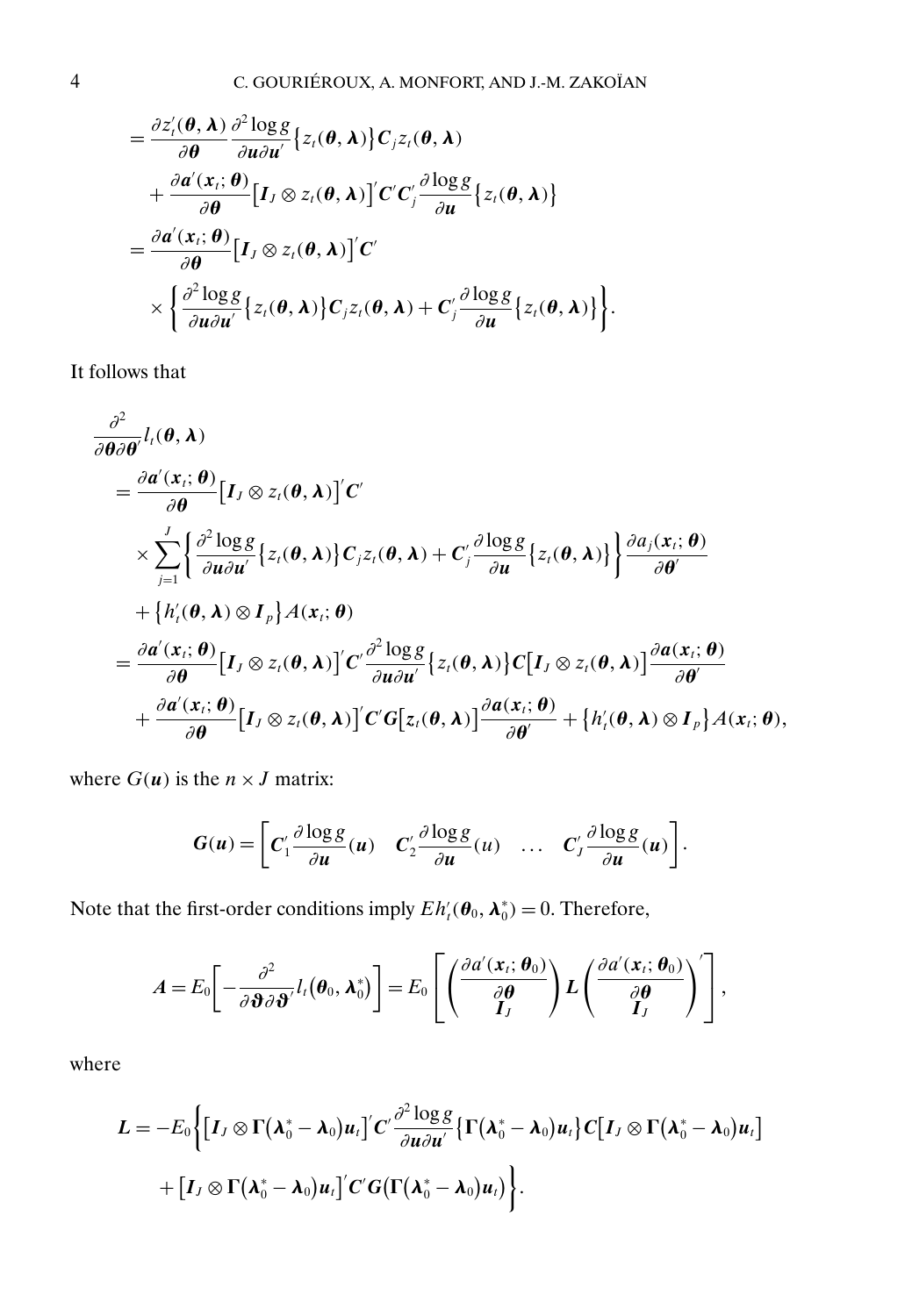$$
\begin{aligned}
&= \frac{\partial z_t'(\boldsymbol{\theta}, \boldsymbol{\lambda})}{\partial \boldsymbol{\theta}} \frac{\partial^2 \log g}{\partial \boldsymbol{u} \partial \boldsymbol{u}'} \big\{ z_t(\boldsymbol{\theta}, \boldsymbol{\lambda}) \big\} \boldsymbol{C}_j z_t(\boldsymbol{\theta}, \boldsymbol{\lambda}) \\
&\quad + \frac{\partial \boldsymbol{a}'(\boldsymbol{x}_t; \boldsymbol{\theta})}{\partial \boldsymbol{\theta}} \big[ \boldsymbol{I}_J \otimes z_t(\boldsymbol{\theta}, \boldsymbol{\lambda}) \big]' \boldsymbol{C}' \boldsymbol{C}_j' \frac{\partial \log g}{\partial \boldsymbol{u}} \big\{ z_t(\boldsymbol{\theta}, \boldsymbol{\lambda}) \big\} \\
&= \frac{\partial \boldsymbol{a}'(\boldsymbol{x}_t; \boldsymbol{\theta})}{\partial \boldsymbol{\theta}} \big[ \boldsymbol{I}_J \otimes z_t(\boldsymbol{\theta}, \boldsymbol{\lambda}) \big]' \boldsymbol{C}' \\
&\quad \times \left\{ \frac{\partial^2 \log g}{\partial \boldsymbol{u} \partial \boldsymbol{u}'} \big\{ z_t(\boldsymbol{\theta}, \boldsymbol{\lambda}) \big\} \boldsymbol{C}_j z_t(\boldsymbol{\theta}, \boldsymbol{\lambda}) + \boldsymbol{C}_j' \frac{\partial \log g}{\partial \boldsymbol{u}} \big\{ z_t(\boldsymbol{\theta}, \boldsymbol{\lambda}) \big\} \right\}.
\end{aligned}
$$

It follows that

$$
\begin{aligned}
&\frac{\partial^2}{\partial \boldsymbol{\theta} \partial \boldsymbol{\theta}'} l_t(\boldsymbol{\theta}, \boldsymbol{\lambda}) \\
&= \frac{\partial \boldsymbol{a}'(\boldsymbol{x}_t; \boldsymbol{\theta})}{\partial \boldsymbol{\theta}} \big[ \boldsymbol{I}_J \otimes z_t(\boldsymbol{\theta}, \boldsymbol{\lambda}) \big]' \boldsymbol{C}' \\
&\quad \times \sum_{j=1}^{J} \left\{ \frac{\partial^2 \log g}{\partial \boldsymbol{u} \partial \boldsymbol{u}'} \big\{ z_t(\boldsymbol{\theta}, \boldsymbol{\lambda}) \big\} \boldsymbol{C}_j z_t(\boldsymbol{\theta}, \boldsymbol{\lambda}) + \boldsymbol{C}_j' \frac{\partial \log g}{\partial \boldsymbol{u}} \big\{ z_t(\boldsymbol{\theta}, \boldsymbol{\lambda}) \big\} \right\} \frac{\partial a_j(\boldsymbol{x}_t; \boldsymbol{\theta})}{\partial \boldsymbol{\theta}'} \\
&\quad + \big\{ h_t'(\boldsymbol{\theta}, \boldsymbol{\lambda}) \otimes \boldsymbol{I}_p \big\} A(\boldsymbol{x}_t; \boldsymbol{\theta}) \\
&= \frac{\partial \boldsymbol{a}'(\boldsymbol{x}_t; \boldsymbol{\theta})}{\partial \boldsymbol{\theta}} \big[ \boldsymbol{I}_J \otimes z_t(\boldsymbol{\theta}, \boldsymbol{\lambda}) \big]' \boldsymbol{C}' \frac{\partial^2 \log g}{\partial \boldsymbol{u} \partial \boldsymbol{u}'} \big\{ z_t(\boldsymbol{\theta}, \boldsymbol{\lambda}) \big\} \boldsymbol{C} \big[ \boldsymbol{I}_J \otimes z_t(\boldsymbol{\theta}, \boldsymbol{\lambda}) \big] \frac{\partial \boldsymbol{a}(\boldsymbol{x}_t; \boldsymbol{\theta})}{\partial \boldsymbol{\theta}'} \\
&\quad + \frac{\partial \boldsymbol{a}'(\boldsymbol{x}_t; \boldsymbol{\theta})}{\partial \boldsymbol{\theta}} \big[ \boldsymbol{I}_J \otimes z_t(\boldsymbol{\theta}, \boldsymbol{\lambda}) \big]' \boldsymbol{C}' \boldsymbol{G} \big[ z_t(\boldsymbol{\theta}, \boldsymbol{\lambda}) \big] \frac{\partial \boldsymbol{a}(\boldsymbol{x}_t; \boldsymbol{\theta})}{\partial \boldsymbol{\theta}'} + \big\{ h_t'(\boldsymbol{\theta}, \boldsymbol{\lambda}) \otimes \boldsymbol{I}_p \big\} A(\boldsymbol{x}_t; \boldsymbol{\theta}),
\end{aligned}
$$

where $G(\boldsymbol{u})$ is the $n \times J$ matrix:

$$
\boldsymbol{G}(\boldsymbol{u}) = \left[ \boldsymbol{C}_1' \frac{\partial \log g}{\partial \boldsymbol{u}}(\boldsymbol{u}) \quad \boldsymbol{C}_2' \frac{\partial \log g}{\partial \boldsymbol{u}}(u) \quad \ldots \quad \boldsymbol{C}_J' \frac{\partial \log g}{\partial \boldsymbol{u}}(\boldsymbol{u}) \right].
$$

Note that the first-order conditions imply $E h_t'(\boldsymbol{\theta}_0, \boldsymbol{\lambda}_0^*) = 0$. Therefore,

$$
\boldsymbol{A} = E_0 \left[ -\frac{\partial^2}{\partial \boldsymbol{\vartheta} \partial \boldsymbol{\vartheta}'} l_t(\boldsymbol{\theta}_0, \boldsymbol{\lambda}_0^*) \right] = E_0 \left[ \begin{pmatrix} \frac{\partial a'(\boldsymbol{x}_t; \boldsymbol{\theta}_0)}{\partial \boldsymbol{\theta}} \\ \boldsymbol{I}_J \end{pmatrix} \boldsymbol{L} \begin{pmatrix} \frac{\partial a'(\boldsymbol{x}_t; \boldsymbol{\theta}_0)}{\partial \boldsymbol{\theta}} \\ \boldsymbol{I}_J \end{pmatrix}' \right],
$$

where

$$
\begin{aligned}
\boldsymbol{L} = -E_0 \bigg\{ &\big[ \boldsymbol{I}_J \otimes \boldsymbol{\Gamma}(\boldsymbol{\lambda}_0^* - \boldsymbol{\lambda}_0) \boldsymbol{u}_t \big]' \boldsymbol{C}' \frac{\partial^2 \log g}{\partial \boldsymbol{u} \partial \boldsymbol{u}'} \big\{ \boldsymbol{\Gamma}(\boldsymbol{\lambda}_0^* - \boldsymbol{\lambda}_0) \boldsymbol{u}_t \big\} \boldsymbol{C} \big[ \boldsymbol{I}_J \otimes \boldsymbol{\Gamma}(\boldsymbol{\lambda}_0^* - \boldsymbol{\lambda}_0) \boldsymbol{u}_t \big] \\
&+ \big[ \boldsymbol{I}_J \otimes \boldsymbol{\Gamma}(\boldsymbol{\lambda}_0^* - \boldsymbol{\lambda}_0) \boldsymbol{u}_t \big]' \boldsymbol{C}' \boldsymbol{G} \big( \boldsymbol{\Gamma}(\boldsymbol{\lambda}_0^* - \boldsymbol{\lambda}_0) \boldsymbol{u}_t \big) \bigg\}.
\end{aligned}
$$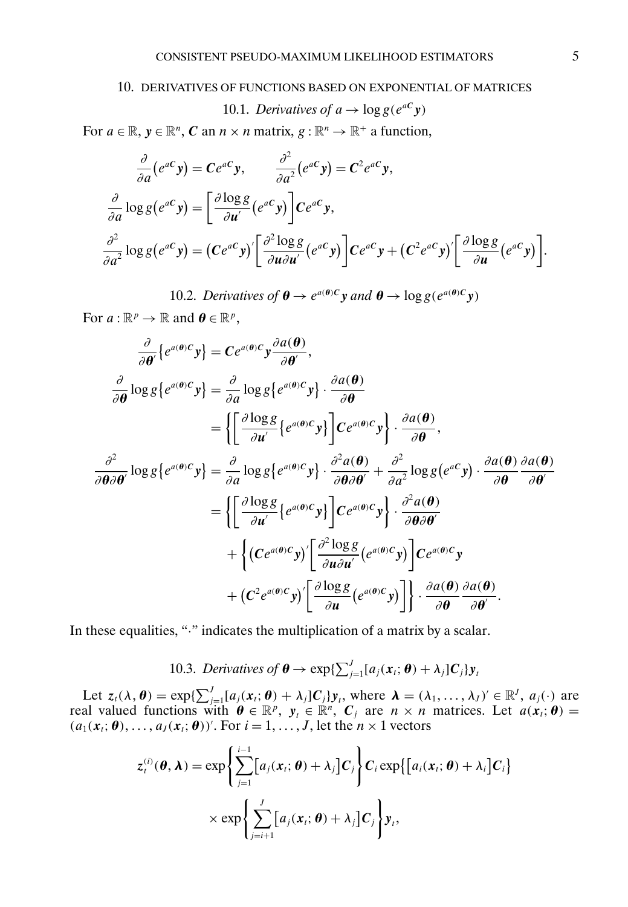## 10. DERIVATIVES OF FUNCTIONS BASED ON EXPONENTIAL OF MATRICES

### 10.1. *Derivatives of* $a \to \log g(e^{a\boldsymbol{C}}\boldsymbol{y})$

For $a \in \mathbb{R}$, $\boldsymbol{y} \in \mathbb{R}^n$, $\boldsymbol{C}$ an $n \times n$ matrix, $g : \mathbb{R}^n \to \mathbb{R}^+$ a function,

$$
\frac{\partial}{\partial a}\left(e^{a\boldsymbol{C}}\boldsymbol{y}\right) = \boldsymbol{C}e^{a\boldsymbol{C}}\boldsymbol{y}, \qquad \frac{\partial^2}{\partial a^2}\left(e^{a\boldsymbol{C}}\boldsymbol{y}\right) = \boldsymbol{C}^2 e^{a\boldsymbol{C}}\boldsymbol{y},
$$

$$
\frac{\partial}{\partial a}\log g\left(e^{a\boldsymbol{C}}\boldsymbol{y}\right) = \left[\frac{\partial \log g}{\partial \boldsymbol{u}'}\left(e^{a\boldsymbol{C}}\boldsymbol{y}\right)\right]\boldsymbol{C}e^{a\boldsymbol{C}}\boldsymbol{y},
$$

$$
\frac{\partial^2}{\partial a^2}\log g\left(e^{a\boldsymbol{C}}\boldsymbol{y}\right) = \left(\boldsymbol{C}e^{a\boldsymbol{C}}\boldsymbol{y}\right)'\left[\frac{\partial^2 \log g}{\partial \boldsymbol{u}\partial \boldsymbol{u}'}\left(e^{a\boldsymbol{C}}\boldsymbol{y}\right)\right]\boldsymbol{C}e^{a\boldsymbol{C}}\boldsymbol{y} + \left(\boldsymbol{C}^2 e^{a\boldsymbol{C}}\boldsymbol{y}\right)'\left[\frac{\partial \log g}{\partial \boldsymbol{u}}\left(e^{a\boldsymbol{C}}\boldsymbol{y}\right)\right].
$$

### 10.2. *Derivatives of* $\boldsymbol{\theta} \to e^{a(\boldsymbol{\theta})\boldsymbol{C}}\boldsymbol{y}$ *and* $\boldsymbol{\theta} \to \log g(e^{a(\boldsymbol{\theta})\boldsymbol{C}}\boldsymbol{y})$

For $a : \mathbb{R}^p \to \mathbb{R}$ and $\boldsymbol{\theta} \in \mathbb{R}^p$,

$$
\frac{\partial}{\partial \boldsymbol{\theta}'}\left\{e^{a(\boldsymbol{\theta})\boldsymbol{C}}\boldsymbol{y}\right\} = \boldsymbol{C}e^{a(\boldsymbol{\theta})\boldsymbol{C}}\boldsymbol{y}\frac{\partial a(\boldsymbol{\theta})}{\partial \boldsymbol{\theta}'},
$$

$$
\begin{aligned}
\frac{\partial}{\partial \boldsymbol{\theta}}\log g\left\{e^{a(\boldsymbol{\theta})\boldsymbol{C}}\boldsymbol{y}\right\} &= \frac{\partial}{\partial a}\log g\left\{e^{a(\boldsymbol{\theta})\boldsymbol{C}}\boldsymbol{y}\right\} \cdot \frac{\partial a(\boldsymbol{\theta})}{\partial \boldsymbol{\theta}} \\
&= \left\{\left[\frac{\partial \log g}{\partial \boldsymbol{u}'}\left\{e^{a(\boldsymbol{\theta})\boldsymbol{C}}\boldsymbol{y}\right\}\right]\boldsymbol{C}e^{a(\boldsymbol{\theta})\boldsymbol{C}}\boldsymbol{y}\right\} \cdot \frac{\partial a(\boldsymbol{\theta})}{\partial \boldsymbol{\theta}},
\end{aligned}
$$

$$
\begin{aligned}
\frac{\partial^2}{\partial \boldsymbol{\theta}\partial \boldsymbol{\theta}'}\log g\left\{e^{a(\boldsymbol{\theta})\boldsymbol{C}}\boldsymbol{y}\right\} &= \frac{\partial}{\partial a}\log g\left\{e^{a(\boldsymbol{\theta})\boldsymbol{C}}\boldsymbol{y}\right\} \cdot \frac{\partial^2 a(\boldsymbol{\theta})}{\partial \boldsymbol{\theta}\partial \boldsymbol{\theta}'} + \frac{\partial^2}{\partial a^2}\log g\left(e^{a\boldsymbol{C}}\boldsymbol{y}\right) \cdot \frac{\partial a(\boldsymbol{\theta})}{\partial \boldsymbol{\theta}}\frac{\partial a(\boldsymbol{\theta})}{\partial \boldsymbol{\theta}'} \\
&= \left\{\left[\frac{\partial \log g}{\partial \boldsymbol{u}'}\left\{e^{a(\boldsymbol{\theta})\boldsymbol{C}}\boldsymbol{y}\right\}\right]\boldsymbol{C}e^{a(\boldsymbol{\theta})\boldsymbol{C}}\boldsymbol{y}\right\} \cdot \frac{\partial^2 a(\boldsymbol{\theta})}{\partial \boldsymbol{\theta}\partial \boldsymbol{\theta}'} \\
&\quad + \left\{\left(\boldsymbol{C}e^{a(\boldsymbol{\theta})\boldsymbol{C}}\boldsymbol{y}\right)'\left[\frac{\partial^2 \log g}{\partial \boldsymbol{u}\partial \boldsymbol{u}'}\left(e^{a(\boldsymbol{\theta})\boldsymbol{C}}\boldsymbol{y}\right)\right]\boldsymbol{C}e^{a(\boldsymbol{\theta})\boldsymbol{C}}\boldsymbol{y}\right. \\
&\quad \left. + \left(\boldsymbol{C}^2 e^{a(\boldsymbol{\theta})\boldsymbol{C}}\boldsymbol{y}\right)'\left[\frac{\partial \log g}{\partial \boldsymbol{u}}\left(e^{a(\boldsymbol{\theta})\boldsymbol{C}}\boldsymbol{y}\right)\right]\right\} \cdot \frac{\partial a(\boldsymbol{\theta})}{\partial \boldsymbol{\theta}}\frac{\partial a(\boldsymbol{\theta})}{\partial \boldsymbol{\theta}'}.
\end{aligned}
$$

In these equalities, "$\cdot$" indicates the multiplication of a matrix by a scalar.

### 10.3. *Derivatives of* $\boldsymbol{\theta} \to \exp\{\sum_{j=1}^J [a_j(\boldsymbol{x}_t; \boldsymbol{\theta}) + \lambda_j]\boldsymbol{C}_j\}\boldsymbol{y}_t$

Let $\boldsymbol{z}_t(\lambda, \boldsymbol{\theta}) = \exp\{\sum_{j=1}^J [a_j(\boldsymbol{x}_t; \boldsymbol{\theta}) + \lambda_j]\boldsymbol{C}_j\}\boldsymbol{y}_t$, where $\boldsymbol{\lambda} = (\lambda_1, \ldots, \lambda_J)' \in \mathbb{R}^J$, $a_j(\cdot)$ are real valued functions with $\boldsymbol{\theta} \in \mathbb{R}^p$, $\boldsymbol{y}_t \in \mathbb{R}^n$, $\boldsymbol{C}_j$ are $n \times n$ matrices. Let $a(\boldsymbol{x}_t; \boldsymbol{\theta}) = (a_1(\boldsymbol{x}_t; \boldsymbol{\theta}), \ldots, a_J(\boldsymbol{x}_t; \boldsymbol{\theta}))'$. For $i = 1, \ldots, J$, let the $n \times 1$ vectors

$$
\boldsymbol{z}_t^{(i)}(\boldsymbol{\theta}, \boldsymbol{\lambda}) = \exp\left\{\sum_{j=1}^{i-1}\left[a_j(\boldsymbol{x}_t; \boldsymbol{\theta}) + \lambda_j\right]\boldsymbol{C}_j\right\}\boldsymbol{C}_i \exp\left\{\left[a_i(\boldsymbol{x}_t; \boldsymbol{\theta}) + \lambda_i\right]\boldsymbol{C}_i\right\}
$$

$$
\times \exp\left\{\sum_{j=i+1}^{J}\left[a_j(\boldsymbol{x}_t; \boldsymbol{\theta}) + \lambda_j\right]\boldsymbol{C}_j\right\}\boldsymbol{y}_t,
$$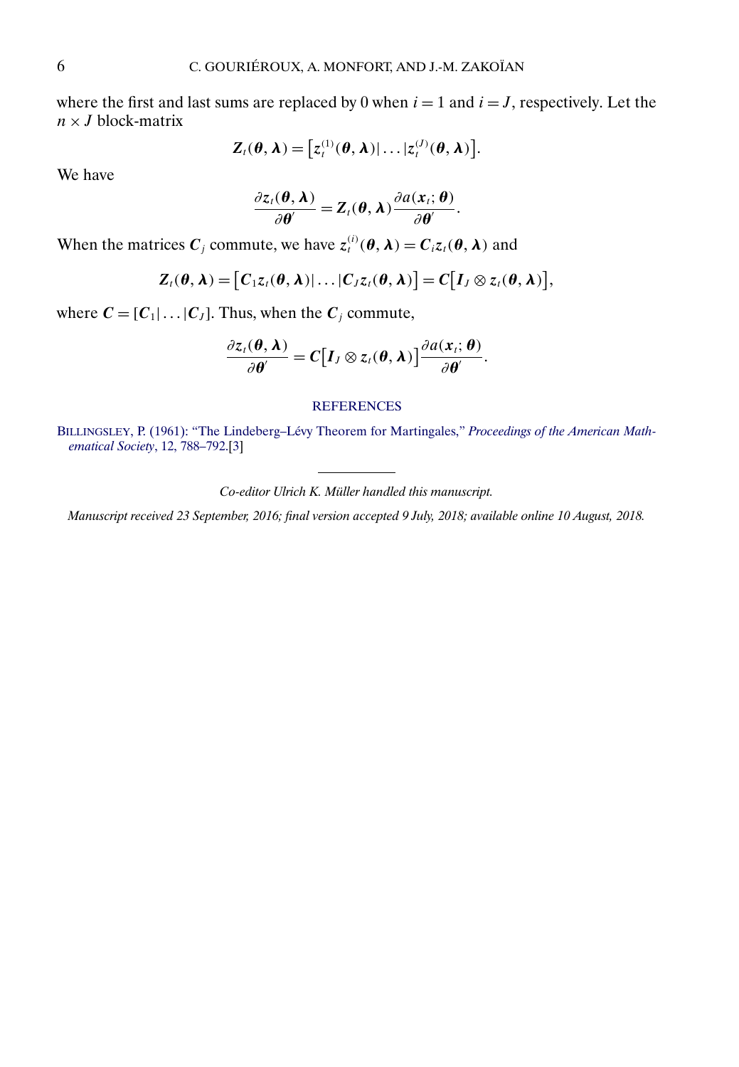where the first and last sums are replaced by 0 when $i = 1$ and $i = J$, respectively. Let the $n \times J$ block-matrix

$$\boldsymbol{Z}_t(\boldsymbol{\theta}, \boldsymbol{\lambda}) = \left[z_t^{(1)}(\boldsymbol{\theta}, \boldsymbol{\lambda}) | \dots | z_t^{(J)}(\boldsymbol{\theta}, \boldsymbol{\lambda})\right].$$

We have

$$\frac{\partial z_t(\boldsymbol{\theta}, \boldsymbol{\lambda})}{\partial \boldsymbol{\theta}'} = \boldsymbol{Z}_t(\boldsymbol{\theta}, \boldsymbol{\lambda}) \frac{\partial a(\boldsymbol{x}_t; \boldsymbol{\theta})}{\partial \boldsymbol{\theta}'}.$$

When the matrices $\boldsymbol{C}_j$ commute, we have $z_t^{(i)}(\boldsymbol{\theta}, \boldsymbol{\lambda}) = \boldsymbol{C}_i z_t(\boldsymbol{\theta}, \boldsymbol{\lambda})$ and

$$\boldsymbol{Z}_t(\boldsymbol{\theta}, \boldsymbol{\lambda}) = \left[\boldsymbol{C}_1 z_t(\boldsymbol{\theta}, \boldsymbol{\lambda}) | \dots | \boldsymbol{C}_J z_t(\boldsymbol{\theta}, \boldsymbol{\lambda})\right] = \boldsymbol{C}\left[\boldsymbol{I}_J \otimes z_t(\boldsymbol{\theta}, \boldsymbol{\lambda})\right],$$

where $\boldsymbol{C} = [\boldsymbol{C}_1 | \dots | \boldsymbol{C}_J]$. Thus, when the $\boldsymbol{C}_j$ commute,

$$\frac{\partial z_t(\boldsymbol{\theta}, \boldsymbol{\lambda})}{\partial \boldsymbol{\theta}'} = \boldsymbol{C}\left[\boldsymbol{I}_J \otimes z_t(\boldsymbol{\theta}, \boldsymbol{\lambda})\right] \frac{\partial a(\boldsymbol{x}_t; \boldsymbol{\theta})}{\partial \boldsymbol{\theta}'}.$$

## REFERENCES

BILLINGSLEY, P. (1961): "The Lindeberg–Lévy Theorem for Martingales," *Proceedings of the American Mathematical Society*, 12, 788–792.[3]

---

*Co-editor Ulrich K. Müller handled this manuscript.*

*Manuscript received 23 September, 2016; final version accepted 9 July, 2018; available online 10 August, 2018.*